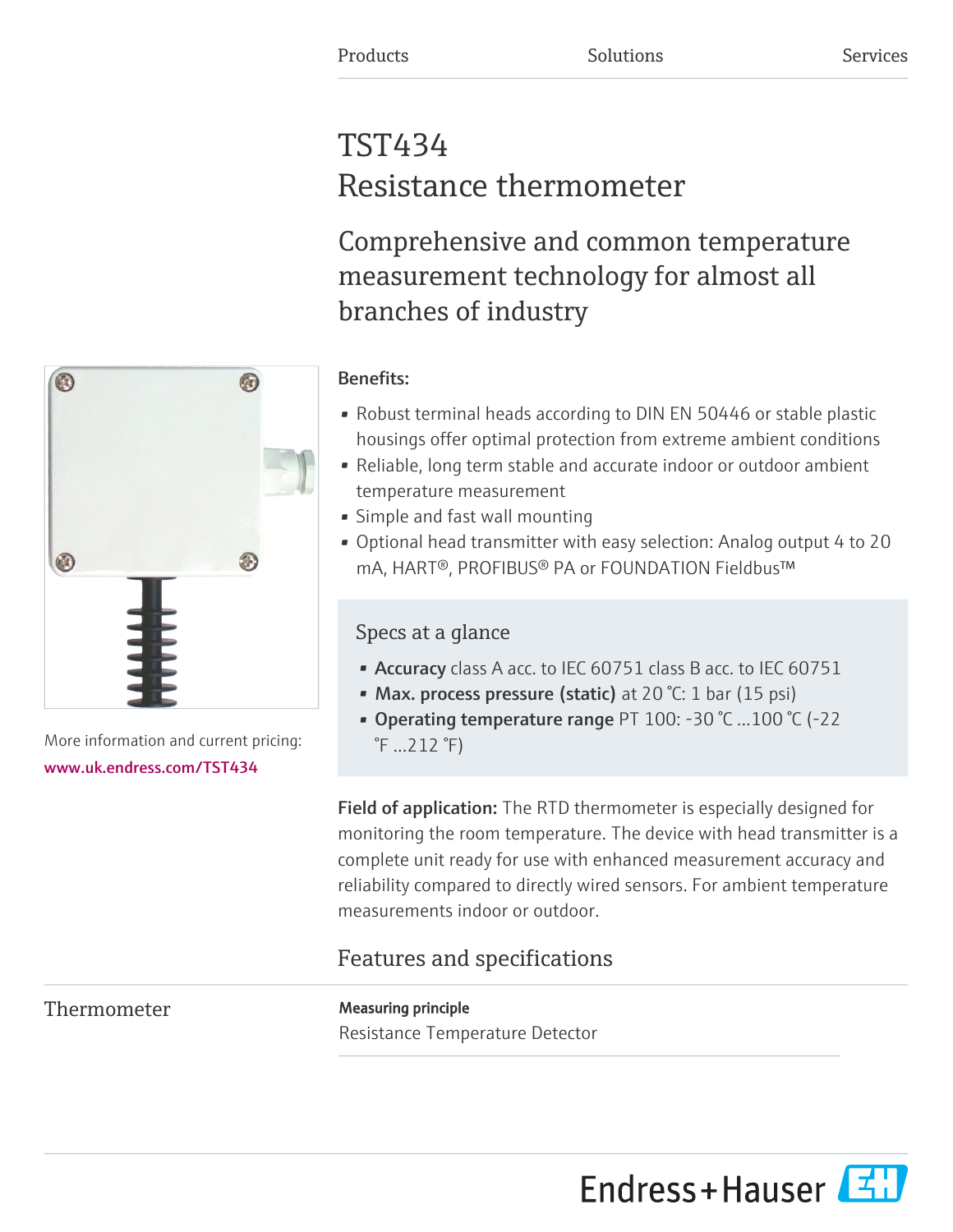Products Solutions Services

# TST434
# Resistance thermometer

## Comprehensive and common temperature measurement technology for almost all branches of industry

More information and current pricing:
www.uk.endress.com/TST434

**Benefits:**

- Robust terminal heads according to DIN EN 50446 or stable plastic housings offer optimal protection from extreme ambient conditions
- Reliable, long term stable and accurate indoor or outdoor ambient temperature measurement
- Simple and fast wall mounting
- Optional head transmitter with easy selection: Analog output 4 to 20 mA, HART®, PROFIBUS® PA or FOUNDATION Fieldbus™

### Specs at a glance

- **Accuracy** class A acc. to IEC 60751 class B acc. to IEC 60751
- **Max. process pressure (static)** at 20 °C: 1 bar (15 psi)
- **Operating temperature range** PT 100: -30 °C ...100 °C (-22 °F ...212 °F)

**Field of application:** The RTD thermometer is especially designed for monitoring the room temperature. The device with head transmitter is a complete unit ready for use with enhanced measurement accuracy and reliability compared to directly wired sensors. For ambient temperature measurements indoor or outdoor.

## Features and specifications

### Thermometer

**Measuring principle**

Resistance Temperature Detector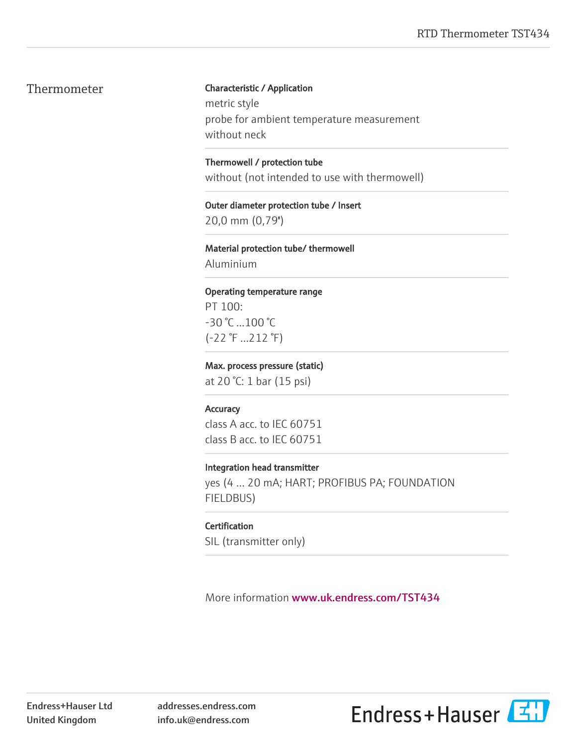## Thermometer

**Characteristic / Application**

metric style
probe for ambient temperature measurement
without neck

**Thermowell / protection tube**

without (not intended to use with thermowell)

**Outer diameter protection tube / Insert**

20,0 mm (0,79")

**Material protection tube/ thermowell**

Aluminium

**Operating temperature range**

PT 100:
-30 °C ...100 °C
(-22 °F ...212 °F)

**Max. process pressure (static)**

at 20 °C: 1 bar (15 psi)

**Accuracy**

class A acc. to IEC 60751
class B acc. to IEC 60751

**Integration head transmitter**

yes (4 ... 20 mA; HART; PROFIBUS PA; FOUNDATION FIELDBUS)

**Certification**

SIL (transmitter only)

More information www.uk.endress.com/TST434

Endress+Hauser Ltd
United Kingdom

addresses.endress.com
info.uk@endress.com